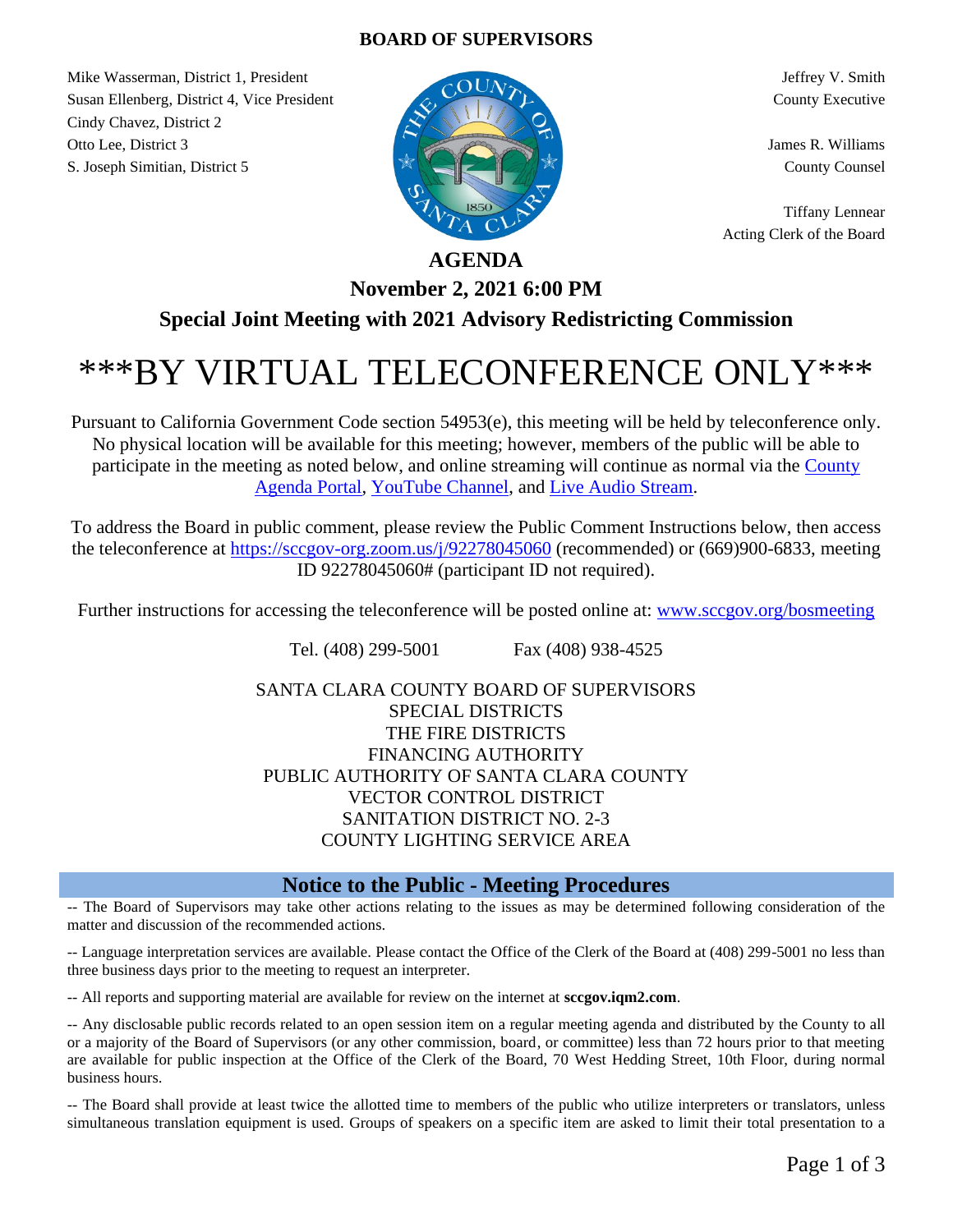**BOARD OF SUPERVISORS**

Mike Wasserman, District 1, President
Susan Ellenberg, District 4, Vice President
Cindy Chavez, District 2
Otto Lee, District 3
S. Joseph Simitian, District 5

Jeffrey V. Smith
County Executive

James R. Williams
County Counsel

Tiffany Lennear
Acting Clerk of the Board

# AGENDA

## November 2, 2021 6:00 PM

## Special Joint Meeting with 2021 Advisory Redistricting Commission

# ***BY VIRTUAL TELECONFERENCE ONLY***

Pursuant to California Government Code section 54953(e), this meeting will be held by teleconference only. No physical location will be available for this meeting; however, members of the public will be able to participate in the meeting as noted below, and online streaming will continue as normal via the County Agenda Portal, YouTube Channel, and Live Audio Stream.

To address the Board in public comment, please review the Public Comment Instructions below, then access the teleconference at https://sccgov-org.zoom.us/j/92278045060 (recommended) or (669)900-6833, meeting ID 92278045060# (participant ID not required).

Further instructions for accessing the teleconference will be posted online at: www.sccgov.org/bosmeeting

Tel. (408) 299-5001 Fax (408) 938-4525

SANTA CLARA COUNTY BOARD OF SUPERVISORS
SPECIAL DISTRICTS
THE FIRE DISTRICTS
FINANCING AUTHORITY
PUBLIC AUTHORITY OF SANTA CLARA COUNTY
VECTOR CONTROL DISTRICT
SANITATION DISTRICT NO. 2-3
COUNTY LIGHTING SERVICE AREA

## Notice to the Public - Meeting Procedures

-- The Board of Supervisors may take other actions relating to the issues as may be determined following consideration of the matter and discussion of the recommended actions.

-- Language interpretation services are available. Please contact the Office of the Clerk of the Board at (408) 299-5001 no less than three business days prior to the meeting to request an interpreter.

-- All reports and supporting material are available for review on the internet at **sccgov.iqm2.com**.

-- Any disclosable public records related to an open session item on a regular meeting agenda and distributed by the County to all or a majority of the Board of Supervisors (or any other commission, board, or committee) less than 72 hours prior to that meeting are available for public inspection at the Office of the Clerk of the Board, 70 West Hedding Street, 10th Floor, during normal business hours.

-- The Board shall provide at least twice the allotted time to members of the public who utilize interpreters or translators, unless simultaneous translation equipment is used. Groups of speakers on a specific item are asked to limit their total presentation to a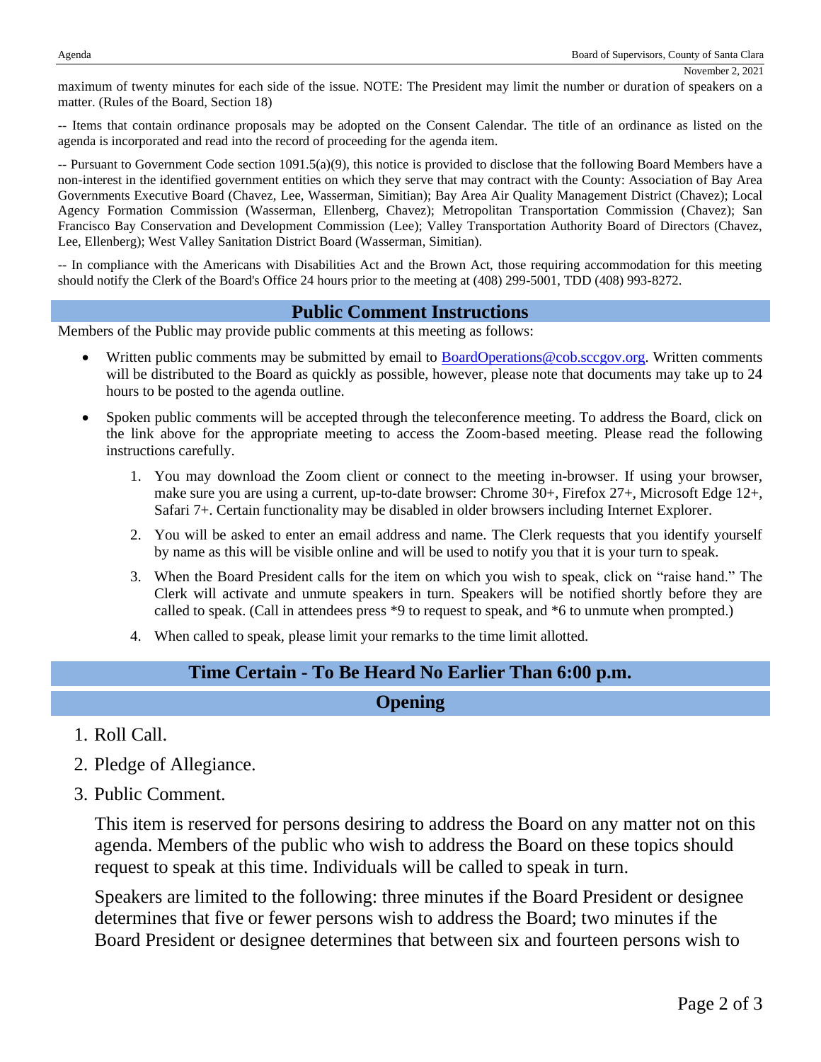maximum of twenty minutes for each side of the issue. NOTE: The President may limit the number or duration of speakers on a matter. (Rules of the Board, Section 18)

-- Items that contain ordinance proposals may be adopted on the Consent Calendar. The title of an ordinance as listed on the agenda is incorporated and read into the record of proceeding for the agenda item.

-- Pursuant to Government Code section 1091.5(a)(9), this notice is provided to disclose that the following Board Members have a non-interest in the identified government entities on which they serve that may contract with the County: Association of Bay Area Governments Executive Board (Chavez, Lee, Wasserman, Simitian); Bay Area Air Quality Management District (Chavez); Local Agency Formation Commission (Wasserman, Ellenberg, Chavez); Metropolitan Transportation Commission (Chavez); San Francisco Bay Conservation and Development Commission (Lee); Valley Transportation Authority Board of Directors (Chavez, Lee, Ellenberg); West Valley Sanitation District Board (Wasserman, Simitian).

-- In compliance with the Americans with Disabilities Act and the Brown Act, those requiring accommodation for this meeting should notify the Clerk of the Board's Office 24 hours prior to the meeting at (408) 299-5001, TDD (408) 993-8272.

## Public Comment Instructions

Members of the Public may provide public comments at this meeting as follows:

- Written public comments may be submitted by email to BoardOperations@cob.sccgov.org. Written comments will be distributed to the Board as quickly as possible, however, please note that documents may take up to 24 hours to be posted to the agenda outline.
- Spoken public comments will be accepted through the teleconference meeting. To address the Board, click on the link above for the appropriate meeting to access the Zoom-based meeting. Please read the following instructions carefully.
    1. You may download the Zoom client or connect to the meeting in-browser. If using your browser, make sure you are using a current, up-to-date browser: Chrome 30+, Firefox 27+, Microsoft Edge 12+, Safari 7+. Certain functionality may be disabled in older browsers including Internet Explorer.
    2. You will be asked to enter an email address and name. The Clerk requests that you identify yourself by name as this will be visible online and will be used to notify you that it is your turn to speak.
    3. When the Board President calls for the item on which you wish to speak, click on "raise hand." The Clerk will activate and unmute speakers in turn. Speakers will be notified shortly before they are called to speak. (Call in attendees press *9 to request to speak, and *6 to unmute when prompted.)
    4. When called to speak, please limit your remarks to the time limit allotted.

## Time Certain - To Be Heard No Earlier Than 6:00 p.m.

## Opening

1. Roll Call.
2. Pledge of Allegiance.
3. Public Comment.

   This item is reserved for persons desiring to address the Board on any matter not on this agenda. Members of the public who wish to address the Board on these topics should request to speak at this time. Individuals will be called to speak in turn.

   Speakers are limited to the following: three minutes if the Board President or designee determines that five or fewer persons wish to address the Board; two minutes if the Board President or designee determines that between six and fourteen persons wish to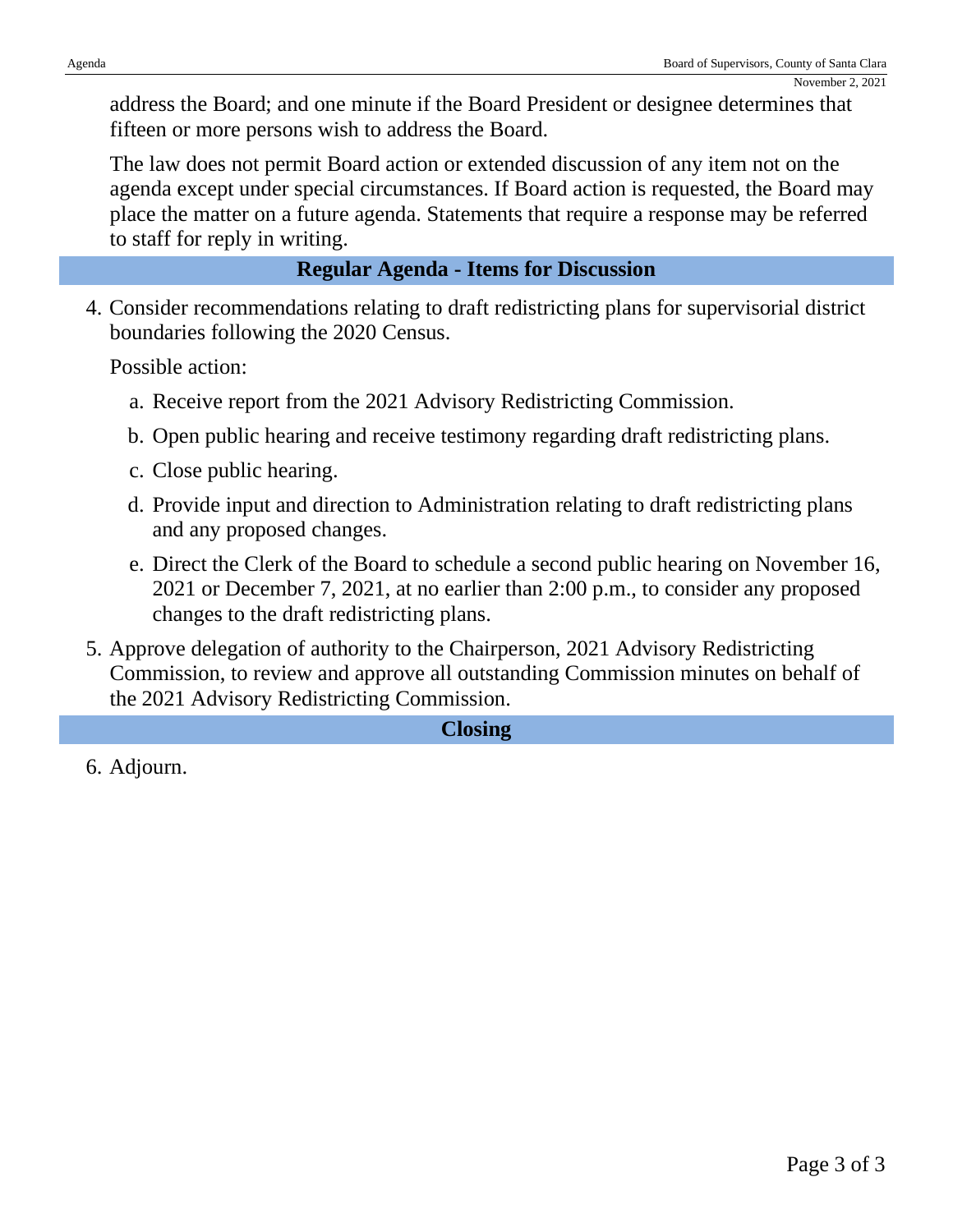address the Board; and one minute if the Board President or designee determines that fifteen or more persons wish to address the Board.

The law does not permit Board action or extended discussion of any item not on the agenda except under special circumstances. If Board action is requested, the Board may place the matter on a future agenda. Statements that require a response may be referred to staff for reply in writing.

## Regular Agenda - Items for Discussion

4. Consider recommendations relating to draft redistricting plans for supervisorial district boundaries following the 2020 Census.

   Possible action:

   a. Receive report from the 2021 Advisory Redistricting Commission.

   b. Open public hearing and receive testimony regarding draft redistricting plans.

   c. Close public hearing.

   d. Provide input and direction to Administration relating to draft redistricting plans and any proposed changes.

   e. Direct the Clerk of the Board to schedule a second public hearing on November 16, 2021 or December 7, 2021, at no earlier than 2:00 p.m., to consider any proposed changes to the draft redistricting plans.

5. Approve delegation of authority to the Chairperson, 2021 Advisory Redistricting Commission, to review and approve all outstanding Commission minutes on behalf of the 2021 Advisory Redistricting Commission.

## Closing

6. Adjourn.